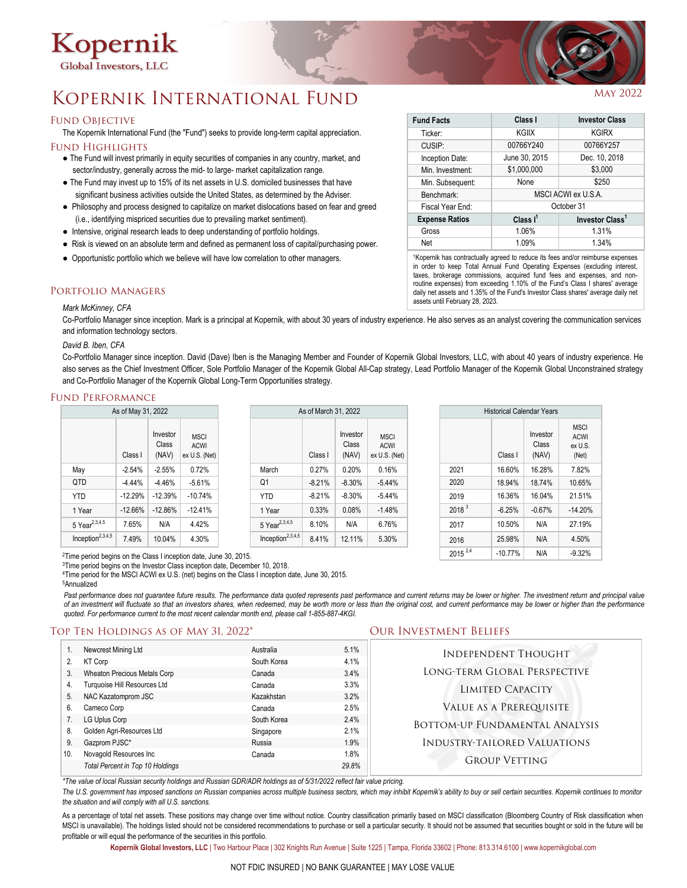# Kopernik

Global Investors, LLC

# Kopernik International Fund

May 2022

## Fund Objective

The Kopernik International Fund (the "Fund") seeks to provide long-term capital appreciation.

## Fund Highlights

- The Fund will invest primarily in equity securities of companies in any country, market, and sector/industry, generally across the mid- to large- market capitalization range.
- The Fund may invest up to 15% of its net assets in U.S. domiciled businesses that have significant business activities outside the United States, as determined by the Adviser.
- Philosophy and process designed to capitalize on market dislocations based on fear and greed (i.e., identifying mispriced securities due to prevailing market sentiment).
- Intensive, original research leads to deep understanding of portfolio holdings.
- Risk is viewed on an absolute term and defined as permanent loss of capital/purchasing power.
- Opportunistic portfolio which we believe will have low correlation to other managers.

| Fund Facts | Class I | Investor Class |
|---|---|---|
| Ticker: | KGIIX | KGIRX |
| CUSIP: | 00766Y240 | 00766Y257 |
| Inception Date: | June 30, 2015 | Dec. 10, 2018 |
| Min. Investment: | $1,000,000 | $3,000 |
| Min. Subsequent: | None | $250 |
| Benchmark: | MSCI ACWI ex U.S.A. | |
| Fiscal Year End: | October 31 | |
| **Expense Ratios** | **Class I[1]** | **Investor Class[1]** |
| Gross | 1.06% | 1.31% |
| Net | 1.09% | 1.34% |

[1]Kopernik has contractually agreed to reduce its fees and/or reimburse expenses in order to keep Total Annual Fund Operating Expenses (excluding interest, taxes, brokerage commissions, acquired fund fees and expenses, and non-routine expenses) from exceeding 1.10% of the Fund's Class I shares' average daily net assets and 1.35% of the Fund's Investor Class shares' average daily net assets until February 28, 2023.

## Portfolio Managers

*Mark McKinney, CFA*

Co-Portfolio Manager since inception. Mark is a principal at Kopernik, with about 30 years of industry experience. He also serves as an analyst covering the communication services and information technology sectors.

*David B. Iben, CFA*

Co-Portfolio Manager since inception. David (Dave) Iben is the Managing Member and Founder of Kopernik Global Investors, LLC, with about 40 years of industry experience. He also serves as the Chief Investment Officer, Sole Portfolio Manager of the Kopernik Global All-Cap strategy, Lead Portfolio Manager of the Kopernik Global Unconstrained strategy and Co-Portfolio Manager of the Kopernik Global Long-Term Opportunities strategy.

## Fund Performance

| As of May 31, 2022 | Class I | Investor Class (NAV) | MSCI ACWI ex U.S. (Net) |
|---|---|---|---|
| May | -2.54% | -2.55% | 0.72% |
| QTD | -4.44% | -4.46% | -5.61% |
| YTD | -12.29% | -12.39% | -10.74% |
| 1 Year | -12.66% | -12.86% | -12.41% |
| 5 Year[2,3,4,5] | 7.65% | N/A | 4.42% |
| Inception[2,3,4,5] | 7.49% | 10.04% | 4.30% |

| As of March 31, 2022 | Class I | Investor Class (NAV) | MSCI ACWI ex U.S. (Net) |
|---|---|---|---|
| March | 0.27% | 0.20% | 0.16% |
| Q1 | -8.21% | -8.30% | -5.44% |
| YTD | -8.21% | -8.30% | -5.44% |
| 1 Year | 0.33% | 0.08% | -1.48% |
| 5 Year[2,3,4,5] | 8.10% | N/A | 6.76% |
| Inception[2,3,4,5] | 8.41% | 12.11% | 5.30% |

| Historical Calendar Years | Class I | Investor Class (NAV) | MSCI ACWI ex U.S. (Net) |
|---|---|---|---|
| 2021 | 16.60% | 16.28% | 7.82% |
| 2020 | 18.94% | 18.74% | 10.65% |
| 2019 | 16.36% | 16.04% | 21.51% |
| 2018[3] | -6.25% | -0.67% | -14.20% |
| 2017 | 10.50% | N/A | 27.19% |
| 2016 | 25.98% | N/A | 4.50% |
| 2015[2,4] | -10.77% | N/A | -9.32% |

[2]Time period begins on the Class I inception date, June 30, 2015.
[3]Time period begins on the Investor Class inception date, December 10, 2018.
[4]Time period for the MSCI ACWI ex U.S. (net) begins on the Class I inception date, June 30, 2015.
[5]Annualized

*Past performance does not guarantee future results. The performance data quoted represents past performance and current returns may be lower or higher. The investment return and principal value of an investment will fluctuate so that an investors shares, when redeemed, may be worth more or less than the original cost, and current performance may be lower or higher than the performance quoted. For performance current to the most recent calendar month end, please call 1-855-887-4KGI.*

## Top Ten Holdings as of May 31, 2022*

| # | Holding | Country | % |
|---|---|---|---|
| 1. | Newcrest Mining Ltd | Australia | 5.1% |
| 2. | KT Corp | South Korea | 4.1% |
| 3. | Wheaton Precious Metals Corp | Canada | 3.4% |
| 4. | Turquoise Hill Resources Ltd | Canada | 3.3% |
| 5. | NAC Kazatomprom JSC | Kazakhstan | 3.2% |
| 6. | Cameco Corp | Canada | 2.5% |
| 7. | LG Uplus Corp | South Korea | 2.4% |
| 8. | Golden Agri-Resources Ltd | Singapore | 2.1% |
| 9. | Gazprom PJSC* | Russia | 1.9% |
| 10. | Novagold Resources Inc | Canada | 1.8% |
| | *Total Percent in Top 10 Holdings* | | *29.8%* |

## Our Investment Beliefs

Independent Thought

Long-Term Global Perspective

Limited Capacity

Value as a Prerequisite

Bottom-Up Fundamental Analysis

Industry-Tailored Valuations

Group Vetting

*\*The value of local Russian security holdings and Russian GDR/ADR holdings as of 5/31/2022 reflect fair value pricing.*

*The U.S. government has imposed sanctions on Russian companies across multiple business sectors, which may inhibit Kopernik's ability to buy or sell certain securities. Kopernik continues to monitor the situation and will comply with all U.S. sanctions.*

As a percentage of total net assets. These positions may change over time without notice. Country classification primarily based on MSCI classification (Bloomberg Country of Risk classification when MSCI is unavailable). The holdings listed should not be considered recommendations to purchase or sell a particular security. It should not be assumed that securities bought or sold in the future will be profitable or will equal the performance of the securities in this portfolio.

**Kopernik Global Investors, LLC** | Two Harbour Place | 302 Knights Run Avenue | Suite 1225 | Tampa, Florida 33602 | Phone: 813.314.6100 | www.kopernikglobal.com

NOT FDIC INSURED | NO BANK GUARANTEE | MAY LOSE VALUE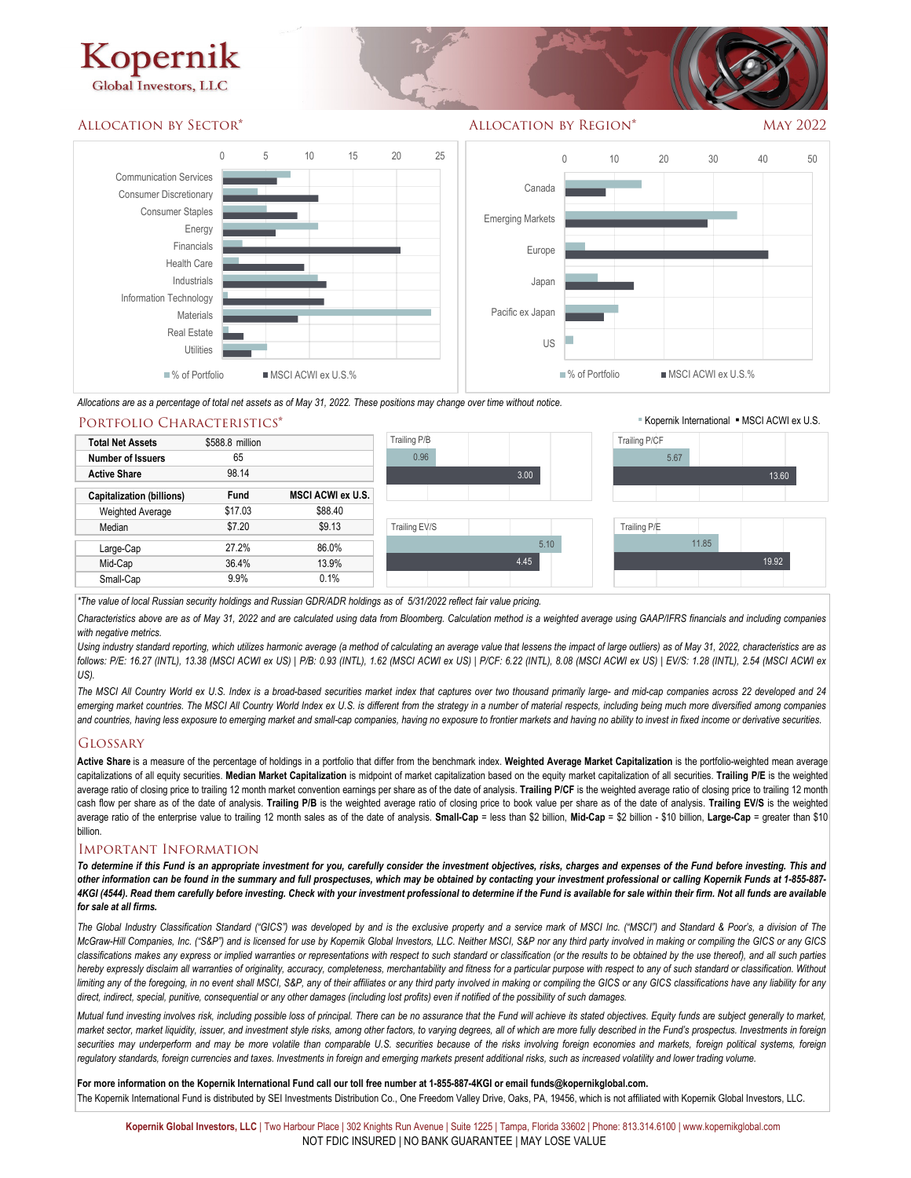# Kopernik

Global Investors, LLC

## Allocation by Sector*

0 5 10 15 20 25

Communication Services
Consumer Discretionary
Consumer Staples
Energy
Financials
Health Care
Industrials
Information Technology
Materials
Real Estate
Utilities

% of Portfolio ■ MSCI ACWI ex U.S.%

## Allocation by Region*

May 2022

0 10 20 30 40 50

Canada
Emerging Markets
Europe
Japan
Pacific ex Japan
US

% of Portfolio ■ MSCI ACWI ex U.S.%

*Allocations are as a percentage of total net assets as of May 31, 2022. These positions may change over time without notice.*

## Portfolio Characteristics*

| | | |
|---|---|---|
| **Total Net Assets** | $588.8 million | |
| **Number of Issuers** | 65 | |
| **Active Share** | 98.14 | |
| **Capitalization (billions)** | **Fund** | **MSCI ACWI ex U.S.** |
| Weighted Average | $17.03 | $88.40 |
| Median | $7.20 | $9.13 |
| Large-Cap | 27.2% | 86.0% |
| Mid-Cap | 36.4% | 13.9% |
| Small-Cap | 9.9% | 0.1% |

Kopernik International ■ MSCI ACWI ex U.S.

Trailing P/B
0.96
3.00

Trailing P/CF
5.67
13.60

Trailing EV/S
5.10
4.45

Trailing P/E
11.85
19.92

*\*The value of local Russian security holdings and Russian GDR/ADR holdings as of 5/31/2022 reflect fair value pricing.*

*Characteristics above are as of May 31, 2022 and are calculated using data from Bloomberg. Calculation method is a weighted average using GAAP/IFRS financials and including companies with negative metrics.*

*Using industry standard reporting, which utilizes harmonic average (a method of calculating an average value that lessens the impact of large outliers) as of May 31, 2022, characteristics are as follows: P/E: 16.27 (INTL), 13.38 (MSCI ACWI ex US) | P/B: 0.93 (INTL), 1.62 (MSCI ACWI ex US) | P/CF: 6.22 (INTL), 8.08 (MSCI ACWI ex US) | EV/S: 1.28 (INTL), 2.54 (MSCI ACWI ex US).*

*The MSCI All Country World ex U.S. Index is a broad-based securities market index that captures over two thousand primarily large- and mid-cap companies across 22 developed and 24 emerging market countries. The MSCI All Country World Index ex U.S. is different from the strategy in a number of material respects, including being much more diversified among companies and countries, having less exposure to emerging market and small-cap companies, having no exposure to frontier markets and having no ability to invest in fixed income or derivative securities.*

## Glossary

**Active Share** is a measure of the percentage of holdings in a portfolio that differ from the benchmark index. **Weighted Average Market Capitalization** is the portfolio-weighted mean average capitalizations of all equity securities. **Median Market Capitalization** is midpoint of market capitalization based on the equity market capitalization of all securities. **Trailing P/E** is the weighted average ratio of closing price to trailing 12 month market convention earnings per share as of the date of analysis. **Trailing P/CF** is the weighted average ratio of closing price to trailing 12 month cash flow per share as of the date of analysis. **Trailing P/B** is the weighted average ratio of closing price to book value per share as of the date of analysis. **Trailing EV/S** is the weighted average ratio of the enterprise value to trailing 12 month sales as of the date of analysis. **Small-Cap** = less than $2 billion, **Mid-Cap** = $2 billion - $10 billion, **Large-Cap** = greater than $10 billion.

## Important Information

***To determine if this Fund is an appropriate investment for you, carefully consider the investment objectives, risks, charges and expenses of the Fund before investing. This and other information can be found in the summary and full prospectuses, which may be obtained by contacting your investment professional or calling Kopernik Funds at 1-855-887-4KGI (4544). Read them carefully before investing. Check with your investment professional to determine if the Fund is available for sale within their firm. Not all funds are available for sale at all firms.***

*The Global Industry Classification Standard ("GICS") was developed by and is the exclusive property and a service mark of MSCI Inc. ("MSCI") and Standard & Poor's, a division of The McGraw-Hill Companies, Inc. ("S&P") and is licensed for use by Kopernik Global Investors, LLC. Neither MSCI, S&P nor any third party involved in making or compiling the GICS or any GICS classifications makes any express or implied warranties or representations with respect to such standard or classification (or the results to be obtained by the use thereof), and all such parties hereby expressly disclaim all warranties of originality, accuracy, completeness, merchantability and fitness for a particular purpose with respect to any of such standard or classification. Without limiting any of the foregoing, in no event shall MSCI, S&P, any of their affiliates or any third party involved in making or compiling the GICS or any GICS classifications have any liability for any direct, indirect, special, punitive, consequential or any other damages (including lost profits) even if notified of the possibility of such damages.*

*Mutual fund investing involves risk, including possible loss of principal. There can be no assurance that the Fund will achieve its stated objectives. Equity funds are subject generally to market, market sector, market liquidity, issuer, and investment style risks, among other factors, to varying degrees, all of which are more fully described in the Fund's prospectus. Investments in foreign securities may underperform and may be more volatile than comparable U.S. securities because of the risks involving foreign economies and markets, foreign political systems, foreign regulatory standards, foreign currencies and taxes. Investments in foreign and emerging markets present additional risks, such as increased volatility and lower trading volume.*

**For more information on the Kopernik International Fund call our toll free number at 1-855-887-4KGI or email funds@kopernikglobal.com.**

The Kopernik International Fund is distributed by SEI Investments Distribution Co., One Freedom Valley Drive, Oaks, PA, 19456, which is not affiliated with Kopernik Global Investors, LLC.

**Kopernik Global Investors, LLC** | Two Harbour Place | 302 Knights Run Avenue | Suite 1225 | Tampa, Florida 33602 | Phone: 813.314.6100 | www.kopernikglobal.com

NOT FDIC INSURED | NO BANK GUARANTEE | MAY LOSE VALUE